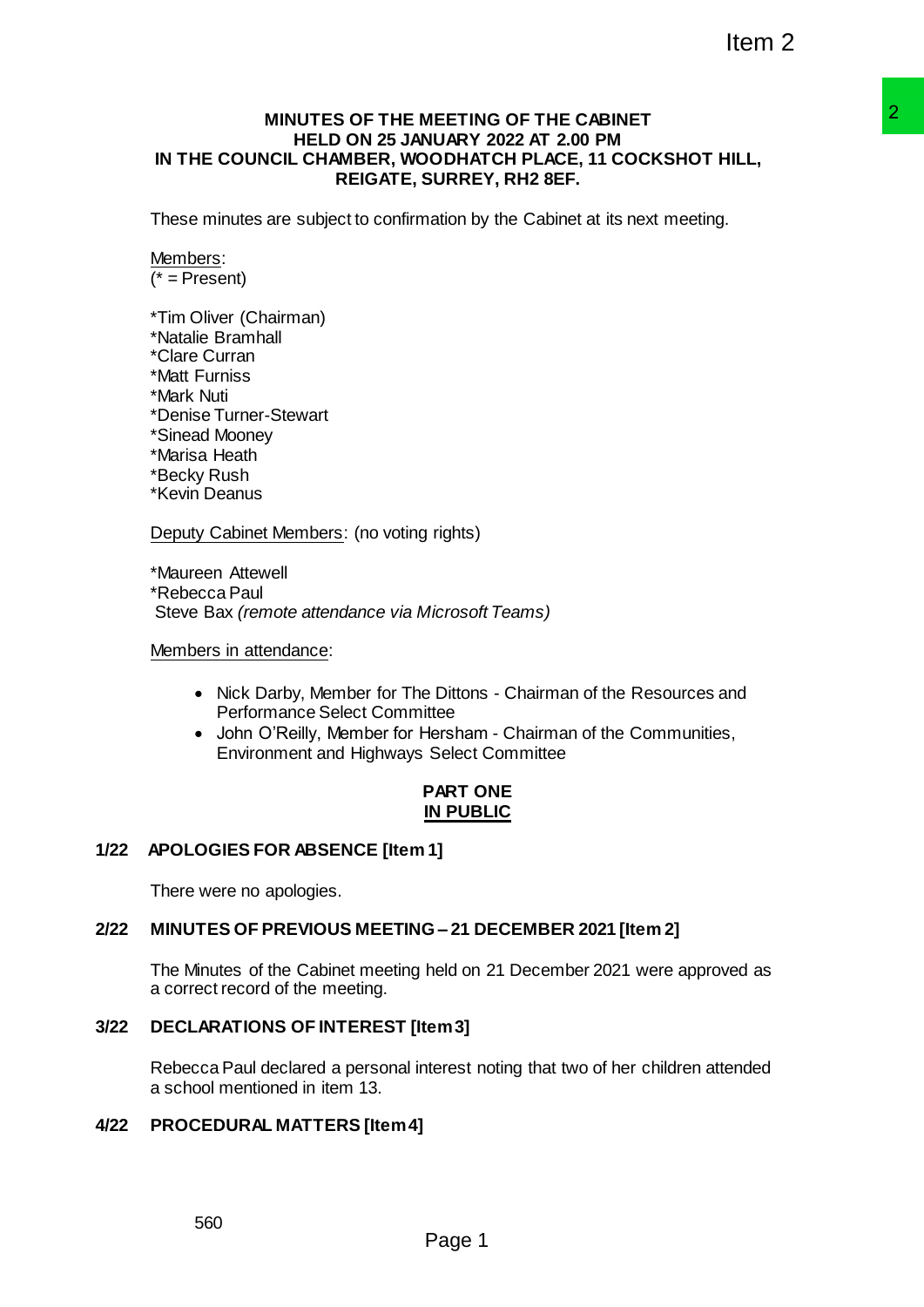**MINUTES OF THE MEETING OF THE CABINET HELD ON 25 JANUARY 2022 AT 2.00 PM IN THE COUNCIL CHAMBER, WOODHATCH PLACE, 11 COCKSHOT HILL, REIGATE, SURREY, RH2 8EF.**

These minutes are subject to confirmation by the Cabinet at its next meeting.

Members:
(* = Present)

*Tim Oliver (Chairman)
*Natalie Bramhall
*Clare Curran
*Matt Furniss
*Mark Nuti
*Denise Turner-Stewart
*Sinead Mooney
*Marisa Heath
*Becky Rush
*Kevin Deanus

Deputy Cabinet Members: (no voting rights)

*Maureen Attewell
*Rebecca Paul
Steve Bax *(remote attendance via Microsoft Teams)*

Members in attendance:

- Nick Darby, Member for The Dittons - Chairman of the Resources and Performance Select Committee
- John O'Reilly, Member for Hersham - Chairman of the Communities, Environment and Highways Select Committee

**PART ONE**
**IN PUBLIC**

**1/22 APOLOGIES FOR ABSENCE [Item 1]**

There were no apologies.

**2/22 MINUTES OF PREVIOUS MEETING – 21 DECEMBER 2021 [Item 2]**

The Minutes of the Cabinet meeting held on 21 December 2021 were approved as a correct record of the meeting.

**3/22 DECLARATIONS OF INTEREST [Item 3]**

Rebecca Paul declared a personal interest noting that two of her children attended a school mentioned in item 13.

**4/22 PROCEDURAL MATTERS [Item 4]**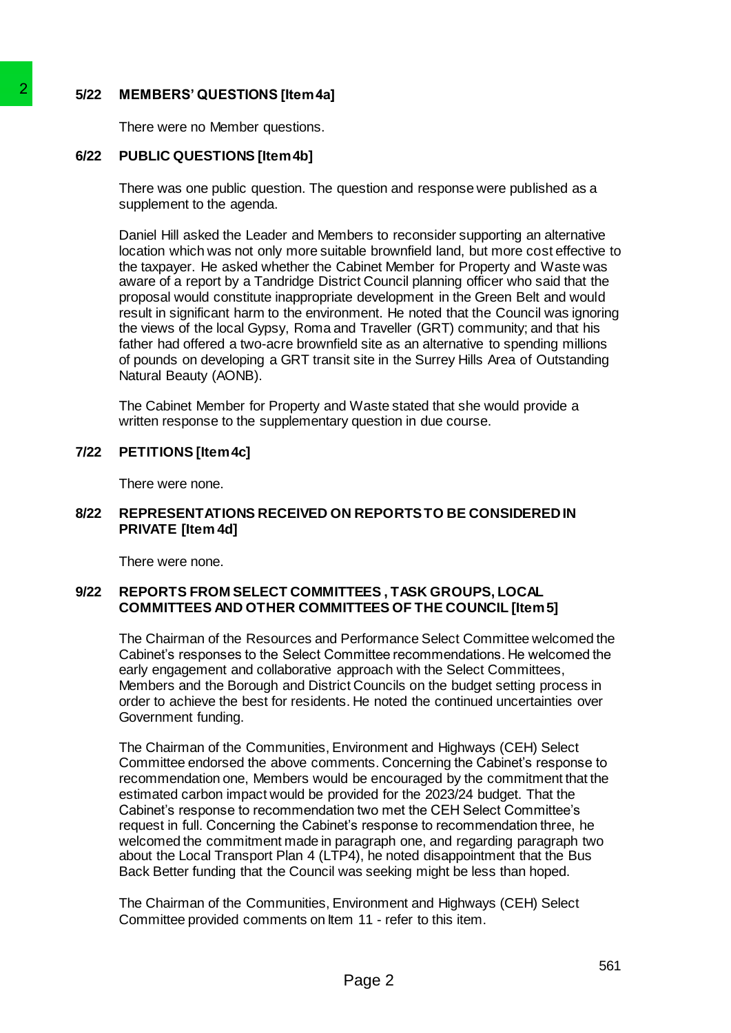## 5/22 MEMBERS' QUESTIONS [Item 4a]

There were no Member questions.

## 6/22 PUBLIC QUESTIONS [Item 4b]

There was one public question. The question and response were published as a supplement to the agenda.

Daniel Hill asked the Leader and Members to reconsider supporting an alternative location which was not only more suitable brownfield land, but more cost effective to the taxpayer. He asked whether the Cabinet Member for Property and Waste was aware of a report by a Tandridge District Council planning officer who said that the proposal would constitute inappropriate development in the Green Belt and would result in significant harm to the environment. He noted that the Council was ignoring the views of the local Gypsy, Roma and Traveller (GRT) community; and that his father had offered a two-acre brownfield site as an alternative to spending millions of pounds on developing a GRT transit site in the Surrey Hills Area of Outstanding Natural Beauty (AONB).

The Cabinet Member for Property and Waste stated that she would provide a written response to the supplementary question in due course.

## 7/22 PETITIONS [Item 4c]

There were none.

## 8/22 REPRESENTATIONS RECEIVED ON REPORTS TO BE CONSIDERED IN PRIVATE [Item 4d]

There were none.

## 9/22 REPORTS FROM SELECT COMMITTEES, TASK GROUPS, LOCAL COMMITTEES AND OTHER COMMITTEES OF THE COUNCIL [Item 5]

The Chairman of the Resources and Performance Select Committee welcomed the Cabinet's responses to the Select Committee recommendations. He welcomed the early engagement and collaborative approach with the Select Committees, Members and the Borough and District Councils on the budget setting process in order to achieve the best for residents. He noted the continued uncertainties over Government funding.

The Chairman of the Communities, Environment and Highways (CEH) Select Committee endorsed the above comments. Concerning the Cabinet's response to recommendation one, Members would be encouraged by the commitment that the estimated carbon impact would be provided for the 2023/24 budget. That the Cabinet's response to recommendation two met the CEH Select Committee's request in full. Concerning the Cabinet's response to recommendation three, he welcomed the commitment made in paragraph one, and regarding paragraph two about the Local Transport Plan 4 (LTP4), he noted disappointment that the Bus Back Better funding that the Council was seeking might be less than hoped.

The Chairman of the Communities, Environment and Highways (CEH) Select Committee provided comments on Item 11 - refer to this item.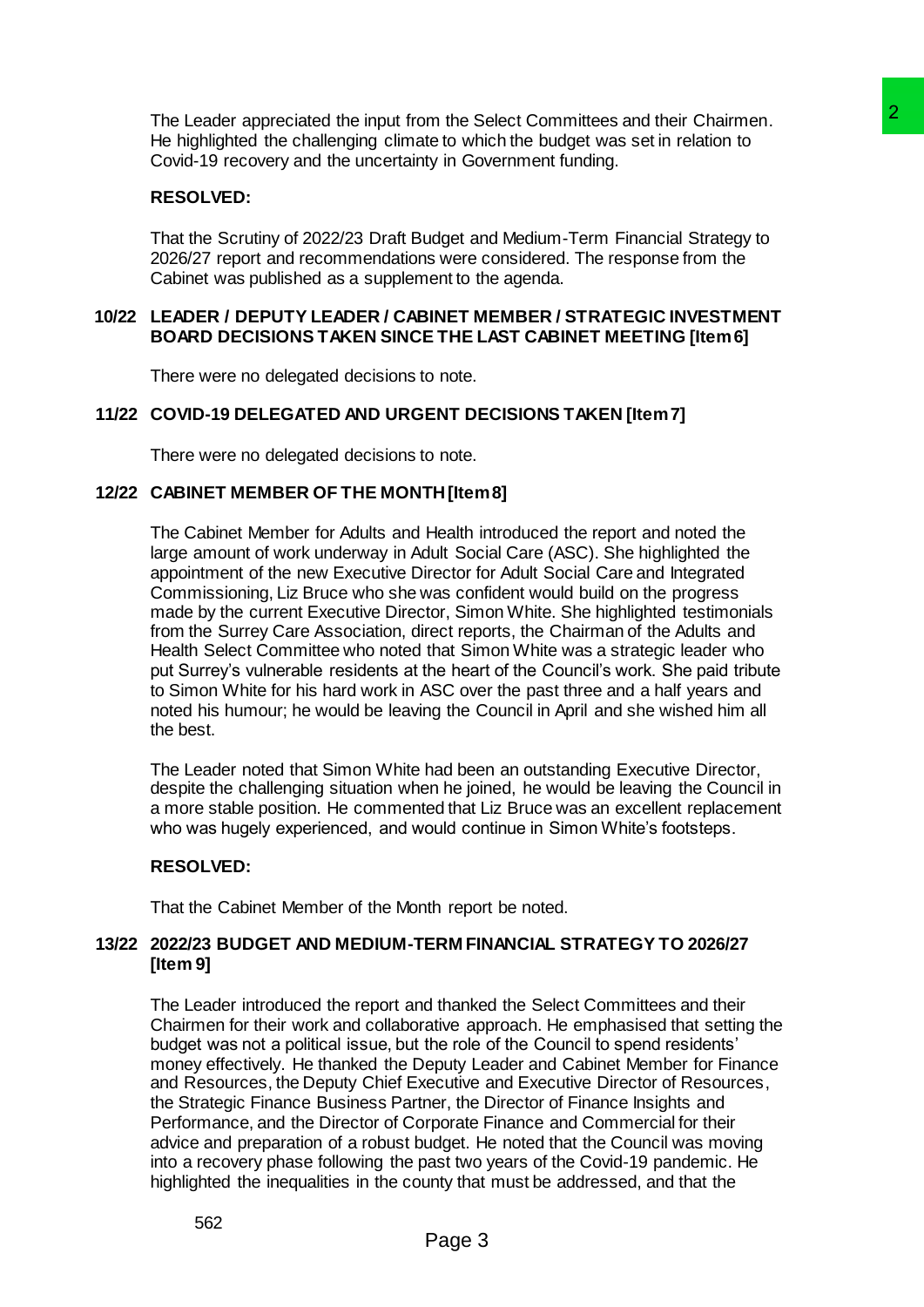The Leader appreciated the input from the Select Committees and their Chairmen. He highlighted the challenging climate to which the budget was set in relation to Covid-19 recovery and the uncertainty in Government funding.

**RESOLVED:**

That the Scrutiny of 2022/23 Draft Budget and Medium-Term Financial Strategy to 2026/27 report and recommendations were considered. The response from the Cabinet was published as a supplement to the agenda.

**10/22 LEADER / DEPUTY LEADER / CABINET MEMBER / STRATEGIC INVESTMENT BOARD DECISIONS TAKEN SINCE THE LAST CABINET MEETING [Item 6]**

There were no delegated decisions to note.

**11/22 COVID-19 DELEGATED AND URGENT DECISIONS TAKEN [Item 7]**

There were no delegated decisions to note.

**12/22 CABINET MEMBER OF THE MONTH [Item 8]**

The Cabinet Member for Adults and Health introduced the report and noted the large amount of work underway in Adult Social Care (ASC). She highlighted the appointment of the new Executive Director for Adult Social Care and Integrated Commissioning, Liz Bruce who she was confident would build on the progress made by the current Executive Director, Simon White. She highlighted testimonials from the Surrey Care Association, direct reports, the Chairman of the Adults and Health Select Committee who noted that Simon White was a strategic leader who put Surrey's vulnerable residents at the heart of the Council's work. She paid tribute to Simon White for his hard work in ASC over the past three and a half years and noted his humour; he would be leaving the Council in April and she wished him all the best.

The Leader noted that Simon White had been an outstanding Executive Director, despite the challenging situation when he joined, he would be leaving the Council in a more stable position. He commented that Liz Bruce was an excellent replacement who was hugely experienced, and would continue in Simon White's footsteps.

**RESOLVED:**

That the Cabinet Member of the Month report be noted.

**13/22 2022/23 BUDGET AND MEDIUM-TERM FINANCIAL STRATEGY TO 2026/27 [Item 9]**

The Leader introduced the report and thanked the Select Committees and their Chairmen for their work and collaborative approach. He emphasised that setting the budget was not a political issue, but the role of the Council to spend residents' money effectively. He thanked the Deputy Leader and Cabinet Member for Finance and Resources, the Deputy Chief Executive and Executive Director of Resources, the Strategic Finance Business Partner, the Director of Finance Insights and Performance, and the Director of Corporate Finance and Commercial for their advice and preparation of a robust budget. He noted that the Council was moving into a recovery phase following the past two years of the Covid-19 pandemic. He highlighted the inequalities in the county that must be addressed, and that the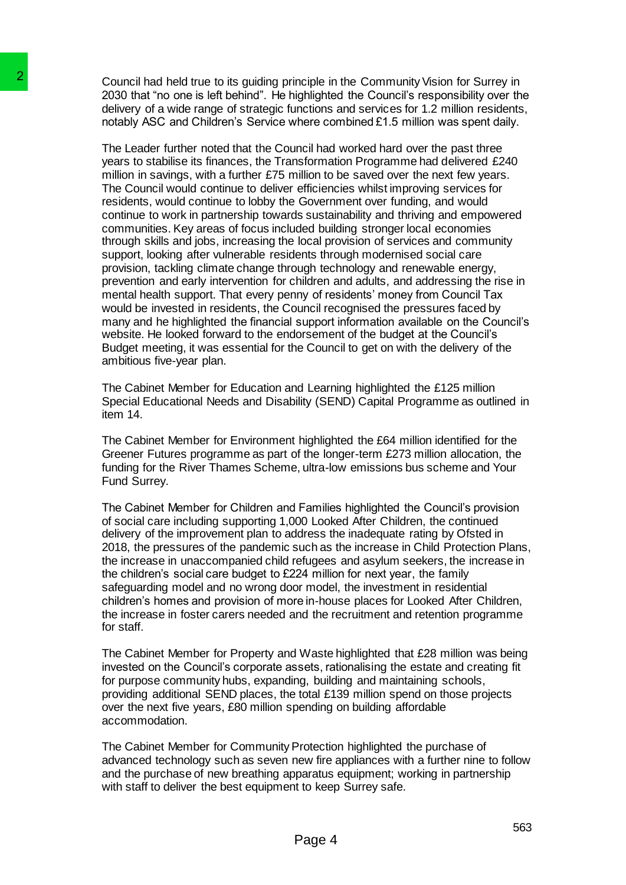Council had held true to its guiding principle in the Community Vision for Surrey in 2030 that "no one is left behind". He highlighted the Council's responsibility over the delivery of a wide range of strategic functions and services for 1.2 million residents, notably ASC and Children's Service where combined £1.5 million was spent daily.

The Leader further noted that the Council had worked hard over the past three years to stabilise its finances, the Transformation Programme had delivered £240 million in savings, with a further £75 million to be saved over the next few years. The Council would continue to deliver efficiencies whilst improving services for residents, would continue to lobby the Government over funding, and would continue to work in partnership towards sustainability and thriving and empowered communities. Key areas of focus included building stronger local economies through skills and jobs, increasing the local provision of services and community support, looking after vulnerable residents through modernised social care provision, tackling climate change through technology and renewable energy, prevention and early intervention for children and adults, and addressing the rise in mental health support. That every penny of residents' money from Council Tax would be invested in residents, the Council recognised the pressures faced by many and he highlighted the financial support information available on the Council's website. He looked forward to the endorsement of the budget at the Council's Budget meeting, it was essential for the Council to get on with the delivery of the ambitious five-year plan.

The Cabinet Member for Education and Learning highlighted the £125 million Special Educational Needs and Disability (SEND) Capital Programme as outlined in item 14.

The Cabinet Member for Environment highlighted the £64 million identified for the Greener Futures programme as part of the longer-term £273 million allocation, the funding for the River Thames Scheme, ultra-low emissions bus scheme and Your Fund Surrey.

The Cabinet Member for Children and Families highlighted the Council's provision of social care including supporting 1,000 Looked After Children, the continued delivery of the improvement plan to address the inadequate rating by Ofsted in 2018, the pressures of the pandemic such as the increase in Child Protection Plans, the increase in unaccompanied child refugees and asylum seekers, the increase in the children's social care budget to £224 million for next year, the family safeguarding model and no wrong door model, the investment in residential children's homes and provision of more in-house places for Looked After Children, the increase in foster carers needed and the recruitment and retention programme for staff.

The Cabinet Member for Property and Waste highlighted that £28 million was being invested on the Council's corporate assets, rationalising the estate and creating fit for purpose community hubs, expanding, building and maintaining schools, providing additional SEND places, the total £139 million spend on those projects over the next five years, £80 million spending on building affordable accommodation.

The Cabinet Member for Community Protection highlighted the purchase of advanced technology such as seven new fire appliances with a further nine to follow and the purchase of new breathing apparatus equipment; working in partnership with staff to deliver the best equipment to keep Surrey safe.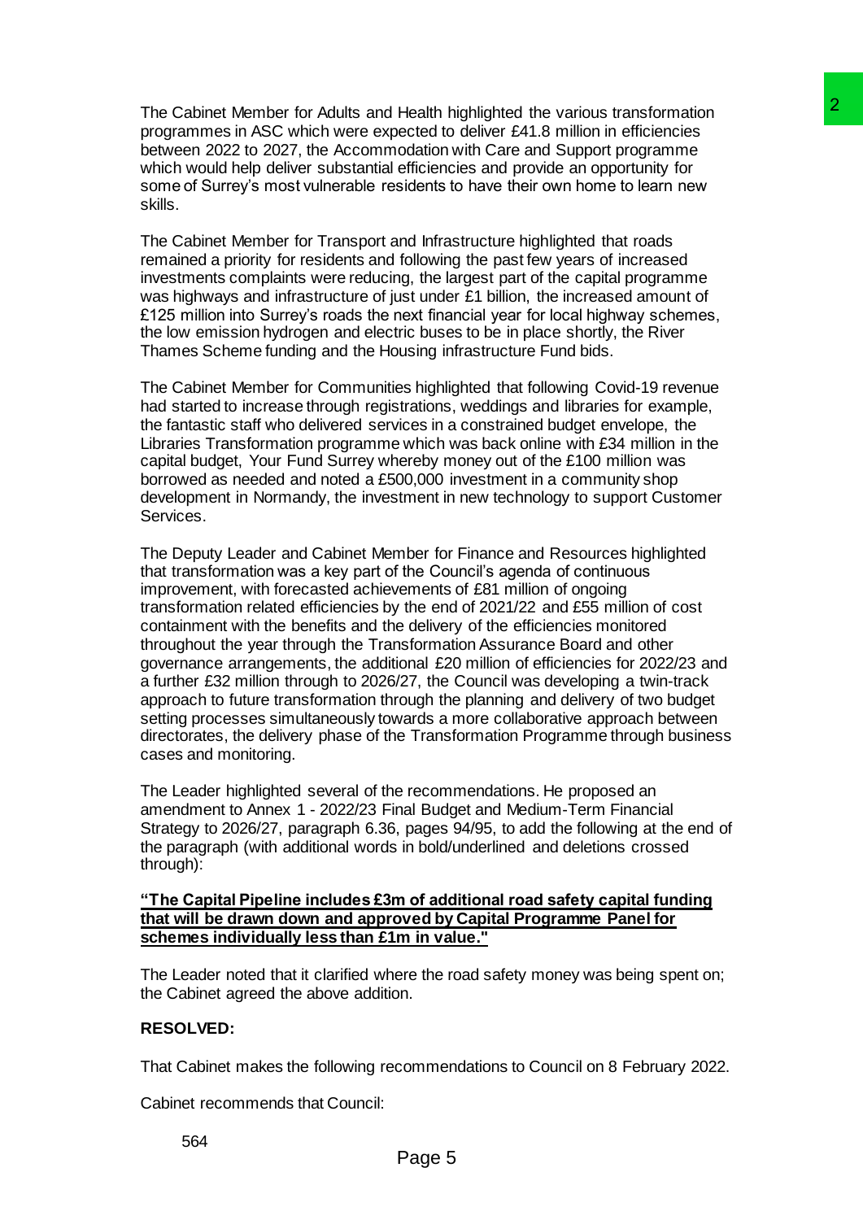The Cabinet Member for Adults and Health highlighted the various transformation programmes in ASC which were expected to deliver £41.8 million in efficiencies between 2022 to 2027, the Accommodation with Care and Support programme which would help deliver substantial efficiencies and provide an opportunity for some of Surrey's most vulnerable residents to have their own home to learn new skills.

The Cabinet Member for Transport and Infrastructure highlighted that roads remained a priority for residents and following the past few years of increased investments complaints were reducing, the largest part of the capital programme was highways and infrastructure of just under £1 billion, the increased amount of £125 million into Surrey's roads the next financial year for local highway schemes, the low emission hydrogen and electric buses to be in place shortly, the River Thames Scheme funding and the Housing infrastructure Fund bids.

The Cabinet Member for Communities highlighted that following Covid-19 revenue had started to increase through registrations, weddings and libraries for example, the fantastic staff who delivered services in a constrained budget envelope, the Libraries Transformation programme which was back online with £34 million in the capital budget, Your Fund Surrey whereby money out of the £100 million was borrowed as needed and noted a £500,000 investment in a community shop development in Normandy, the investment in new technology to support Customer Services.

The Deputy Leader and Cabinet Member for Finance and Resources highlighted that transformation was a key part of the Council's agenda of continuous improvement, with forecasted achievements of £81 million of ongoing transformation related efficiencies by the end of 2021/22 and £55 million of cost containment with the benefits and the delivery of the efficiencies monitored throughout the year through the Transformation Assurance Board and other governance arrangements, the additional £20 million of efficiencies for 2022/23 and a further £32 million through to 2026/27, the Council was developing a twin-track approach to future transformation through the planning and delivery of two budget setting processes simultaneously towards a more collaborative approach between directorates, the delivery phase of the Transformation Programme through business cases and monitoring.

The Leader highlighted several of the recommendations. He proposed an amendment to Annex 1 - 2022/23 Final Budget and Medium-Term Financial Strategy to 2026/27, paragraph 6.36, pages 94/95, to add the following at the end of the paragraph (with additional words in bold/underlined and deletions crossed through):

**<u>"The Capital Pipeline includes £3m of additional road safety capital funding that will be drawn down and approved by Capital Programme Panel for schemes individually less than £1m in value."</u>**

The Leader noted that it clarified where the road safety money was being spent on; the Cabinet agreed the above addition.

**RESOLVED:**

That Cabinet makes the following recommendations to Council on 8 February 2022.

Cabinet recommends that Council: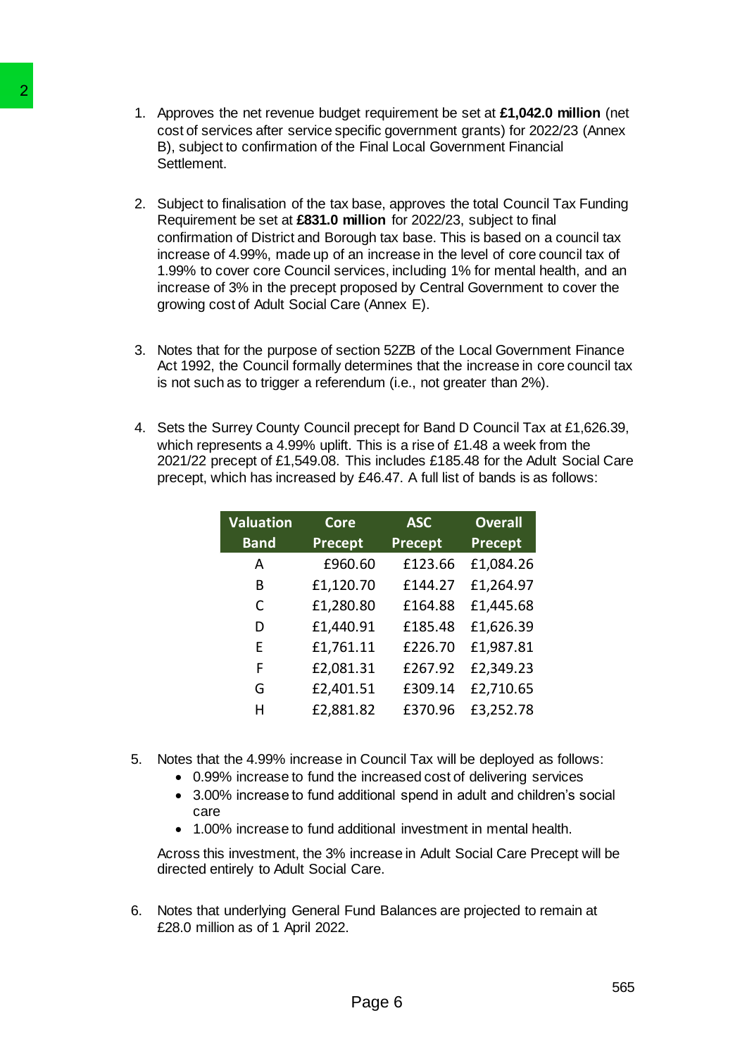1. Approves the net revenue budget requirement be set at **£1,042.0 million** (net cost of services after service specific government grants) for 2022/23 (Annex B), subject to confirmation of the Final Local Government Financial Settlement.

2. Subject to finalisation of the tax base, approves the total Council Tax Funding Requirement be set at **£831.0 million** for 2022/23, subject to final confirmation of District and Borough tax base. This is based on a council tax increase of 4.99%, made up of an increase in the level of core council tax of 1.99% to cover core Council services, including 1% for mental health, and an increase of 3% in the precept proposed by Central Government to cover the growing cost of Adult Social Care (Annex E).

3. Notes that for the purpose of section 52ZB of the Local Government Finance Act 1992, the Council formally determines that the increase in core council tax is not such as to trigger a referendum (i.e., not greater than 2%).

4. Sets the Surrey County Council precept for Band D Council Tax at £1,626.39, which represents a 4.99% uplift. This is a rise of £1.48 a week from the 2021/22 precept of £1,549.08. This includes £185.48 for the Adult Social Care precept, which has increased by £46.47. A full list of bands is as follows:

| Valuation Band | Core Precept | ASC Precept | Overall Precept |
|---|---|---|---|
| A | £960.60 | £123.66 | £1,084.26 |
| B | £1,120.70 | £144.27 | £1,264.97 |
| C | £1,280.80 | £164.88 | £1,445.68 |
| D | £1,440.91 | £185.48 | £1,626.39 |
| E | £1,761.11 | £226.70 | £1,987.81 |
| F | £2,081.31 | £267.92 | £2,349.23 |
| G | £2,401.51 | £309.14 | £2,710.65 |
| H | £2,881.82 | £370.96 | £3,252.78 |

5. Notes that the 4.99% increase in Council Tax will be deployed as follows:
   - 0.99% increase to fund the increased cost of delivering services
   - 3.00% increase to fund additional spend in adult and children's social care
   - 1.00% increase to fund additional investment in mental health.

   Across this investment, the 3% increase in Adult Social Care Precept will be directed entirely to Adult Social Care.

6. Notes that underlying General Fund Balances are projected to remain at £28.0 million as of 1 April 2022.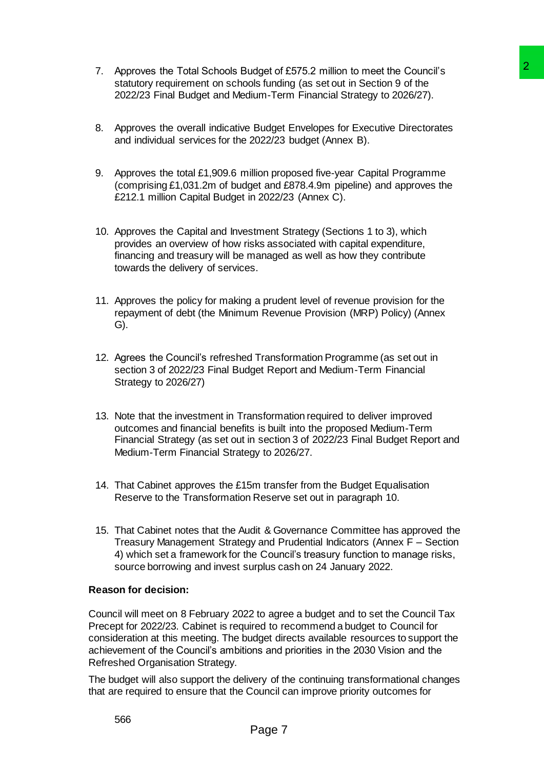7. Approves the Total Schools Budget of £575.2 million to meet the Council's statutory requirement on schools funding (as set out in Section 9 of the 2022/23 Final Budget and Medium-Term Financial Strategy to 2026/27).

8. Approves the overall indicative Budget Envelopes for Executive Directorates and individual services for the 2022/23 budget (Annex B).

9. Approves the total £1,909.6 million proposed five-year Capital Programme (comprising £1,031.2m of budget and £878.4.9m pipeline) and approves the £212.1 million Capital Budget in 2022/23 (Annex C).

10. Approves the Capital and Investment Strategy (Sections 1 to 3), which provides an overview of how risks associated with capital expenditure, financing and treasury will be managed as well as how they contribute towards the delivery of services.

11. Approves the policy for making a prudent level of revenue provision for the repayment of debt (the Minimum Revenue Provision (MRP) Policy) (Annex G).

12. Agrees the Council's refreshed Transformation Programme (as set out in section 3 of 2022/23 Final Budget Report and Medium-Term Financial Strategy to 2026/27)

13. Note that the investment in Transformation required to deliver improved outcomes and financial benefits is built into the proposed Medium-Term Financial Strategy (as set out in section 3 of 2022/23 Final Budget Report and Medium-Term Financial Strategy to 2026/27.

14. That Cabinet approves the £15m transfer from the Budget Equalisation Reserve to the Transformation Reserve set out in paragraph 10.

15. That Cabinet notes that the Audit & Governance Committee has approved the Treasury Management Strategy and Prudential Indicators (Annex F – Section 4) which set a framework for the Council's treasury function to manage risks, source borrowing and invest surplus cash on 24 January 2022.

**Reason for decision:**

Council will meet on 8 February 2022 to agree a budget and to set the Council Tax Precept for 2022/23. Cabinet is required to recommend a budget to Council for consideration at this meeting. The budget directs available resources to support the achievement of the Council's ambitions and priorities in the 2030 Vision and the Refreshed Organisation Strategy.

The budget will also support the delivery of the continuing transformational changes that are required to ensure that the Council can improve priority outcomes for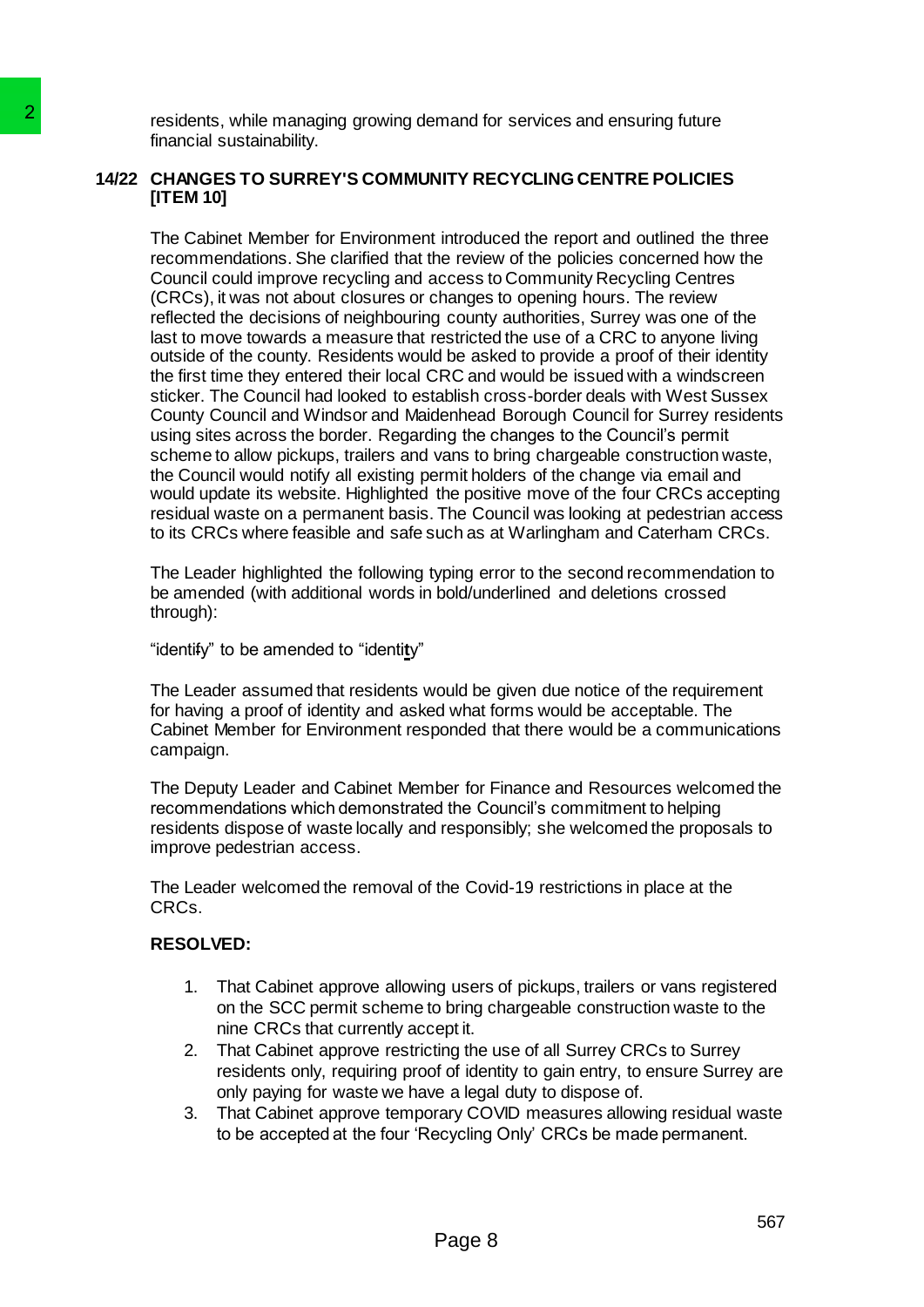residents, while managing growing demand for services and ensuring future financial sustainability.

## 14/22 CHANGES TO SURREY'S COMMUNITY RECYCLING CENTRE POLICIES [ITEM 10]

The Cabinet Member for Environment introduced the report and outlined the three recommendations. She clarified that the review of the policies concerned how the Council could improve recycling and access to Community Recycling Centres (CRCs), it was not about closures or changes to opening hours. The review reflected the decisions of neighbouring county authorities, Surrey was one of the last to move towards a measure that restricted the use of a CRC to anyone living outside of the county. Residents would be asked to provide a proof of their identity the first time they entered their local CRC and would be issued with a windscreen sticker. The Council had looked to establish cross-border deals with West Sussex County Council and Windsor and Maidenhead Borough Council for Surrey residents using sites across the border. Regarding the changes to the Council's permit scheme to allow pickups, trailers and vans to bring chargeable construction waste, the Council would notify all existing permit holders of the change via email and would update its website. Highlighted the positive move of the four CRCs accepting residual waste on a permanent basis. The Council was looking at pedestrian access to its CRCs where feasible and safe such as at Warlingham and Caterham CRCs.

The Leader highlighted the following typing error to the second recommendation to be amended (with additional words in bold/underlined and deletions crossed through):

"identi~~f~~y" to be amended to "identi**t**y"

The Leader assumed that residents would be given due notice of the requirement for having a proof of identity and asked what forms would be acceptable. The Cabinet Member for Environment responded that there would be a communications campaign.

The Deputy Leader and Cabinet Member for Finance and Resources welcomed the recommendations which demonstrated the Council's commitment to helping residents dispose of waste locally and responsibly; she welcomed the proposals to improve pedestrian access.

The Leader welcomed the removal of the Covid-19 restrictions in place at the CRCs.

**RESOLVED:**

1. That Cabinet approve allowing users of pickups, trailers or vans registered on the SCC permit scheme to bring chargeable construction waste to the nine CRCs that currently accept it.
2. That Cabinet approve restricting the use of all Surrey CRCs to Surrey residents only, requiring proof of identity to gain entry, to ensure Surrey are only paying for waste we have a legal duty to dispose of.
3. That Cabinet approve temporary COVID measures allowing residual waste to be accepted at the four 'Recycling Only' CRCs be made permanent.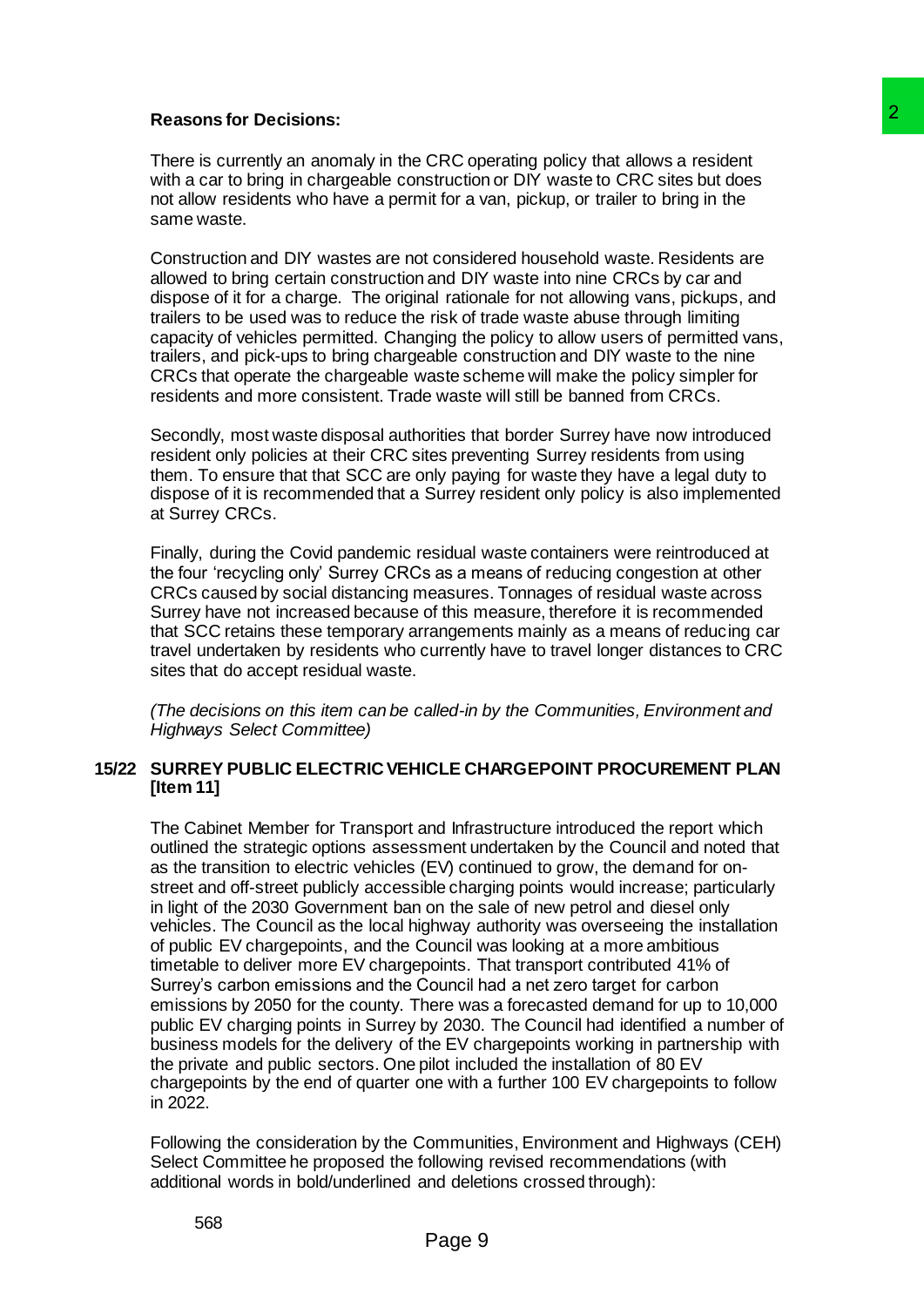**Reasons for Decisions:**

There is currently an anomaly in the CRC operating policy that allows a resident with a car to bring in chargeable construction or DIY waste to CRC sites but does not allow residents who have a permit for a van, pickup, or trailer to bring in the same waste.

Construction and DIY wastes are not considered household waste. Residents are allowed to bring certain construction and DIY waste into nine CRCs by car and dispose of it for a charge. The original rationale for not allowing vans, pickups, and trailers to be used was to reduce the risk of trade waste abuse through limiting capacity of vehicles permitted. Changing the policy to allow users of permitted vans, trailers, and pick-ups to bring chargeable construction and DIY waste to the nine CRCs that operate the chargeable waste scheme will make the policy simpler for residents and more consistent. Trade waste will still be banned from CRCs.

Secondly, most waste disposal authorities that border Surrey have now introduced resident only policies at their CRC sites preventing Surrey residents from using them. To ensure that that SCC are only paying for waste they have a legal duty to dispose of it is recommended that a Surrey resident only policy is also implemented at Surrey CRCs.

Finally, during the Covid pandemic residual waste containers were reintroduced at the four 'recycling only' Surrey CRCs as a means of reducing congestion at other CRCs caused by social distancing measures. Tonnages of residual waste across Surrey have not increased because of this measure, therefore it is recommended that SCC retains these temporary arrangements mainly as a means of reducing car travel undertaken by residents who currently have to travel longer distances to CRC sites that do accept residual waste.

*(The decisions on this item can be called-in by the Communities, Environment and Highways Select Committee)*

**15/22 SURREY PUBLIC ELECTRIC VEHICLE CHARGEPOINT PROCUREMENT PLAN [Item 11]**

The Cabinet Member for Transport and Infrastructure introduced the report which outlined the strategic options assessment undertaken by the Council and noted that as the transition to electric vehicles (EV) continued to grow, the demand for on-street and off-street publicly accessible charging points would increase; particularly in light of the 2030 Government ban on the sale of new petrol and diesel only vehicles. The Council as the local highway authority was overseeing the installation of public EV chargepoints, and the Council was looking at a more ambitious timetable to deliver more EV chargepoints. That transport contributed 41% of Surrey's carbon emissions and the Council had a net zero target for carbon emissions by 2050 for the county. There was a forecasted demand for up to 10,000 public EV charging points in Surrey by 2030. The Council had identified a number of business models for the delivery of the EV chargepoints working in partnership with the private and public sectors. One pilot included the installation of 80 EV chargepoints by the end of quarter one with a further 100 EV chargepoints to follow in 2022.

Following the consideration by the Communities, Environment and Highways (CEH) Select Committee he proposed the following revised recommendations (with additional words in bold/underlined and deletions crossed through):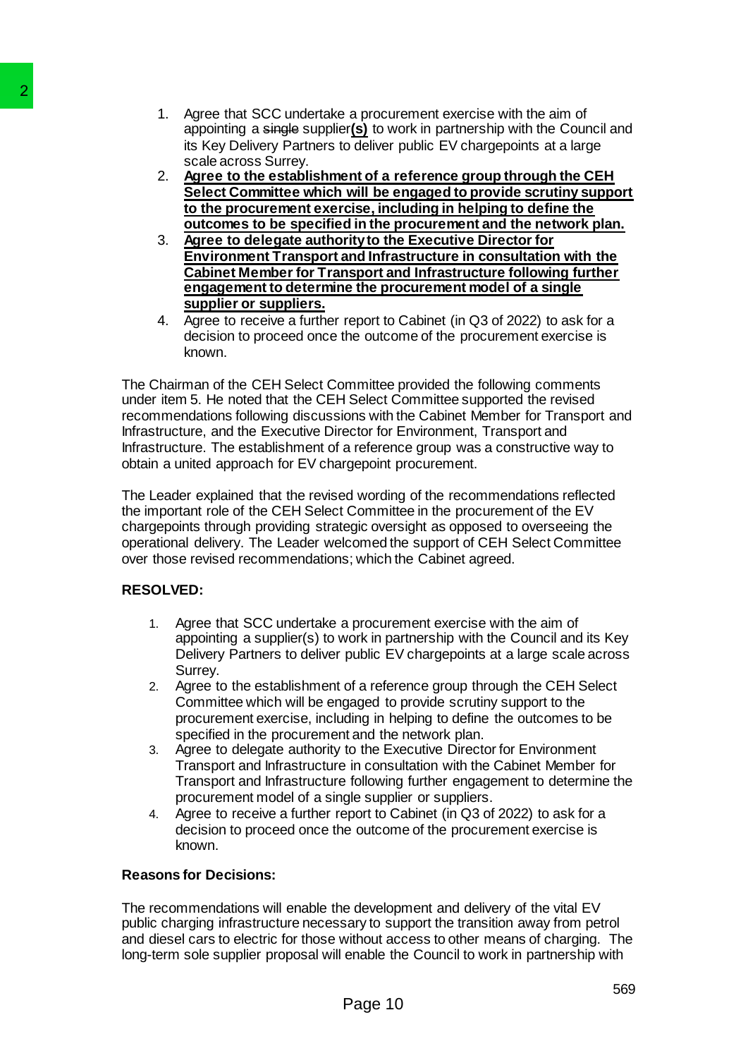1. Agree that SCC undertake a procurement exercise with the aim of appointing a ~~single~~ supplier**(s)** to work in partnership with the Council and its Key Delivery Partners to deliver public EV chargepoints at a large scale across Surrey.
2. **Agree to the establishment of a reference group through the CEH Select Committee which will be engaged to provide scrutiny support to the procurement exercise, including in helping to define the outcomes to be specified in the procurement and the network plan.**
3. **Agree to delegate authority to the Executive Director for Environment Transport and Infrastructure in consultation with the Cabinet Member for Transport and Infrastructure following further engagement to determine the procurement model of a single supplier or suppliers.**
4. Agree to receive a further report to Cabinet (in Q3 of 2022) to ask for a decision to proceed once the outcome of the procurement exercise is known.

The Chairman of the CEH Select Committee provided the following comments under item 5. He noted that the CEH Select Committee supported the revised recommendations following discussions with the Cabinet Member for Transport and Infrastructure, and the Executive Director for Environment, Transport and Infrastructure. The establishment of a reference group was a constructive way to obtain a united approach for EV chargepoint procurement.

The Leader explained that the revised wording of the recommendations reflected the important role of the CEH Select Committee in the procurement of the EV chargepoints through providing strategic oversight as opposed to overseeing the operational delivery. The Leader welcomed the support of CEH Select Committee over those revised recommendations; which the Cabinet agreed.

**RESOLVED:**

1. Agree that SCC undertake a procurement exercise with the aim of appointing a supplier(s) to work in partnership with the Council and its Key Delivery Partners to deliver public EV chargepoints at a large scale across Surrey.
2. Agree to the establishment of a reference group through the CEH Select Committee which will be engaged to provide scrutiny support to the procurement exercise, including in helping to define the outcomes to be specified in the procurement and the network plan.
3. Agree to delegate authority to the Executive Director for Environment Transport and Infrastructure in consultation with the Cabinet Member for Transport and Infrastructure following further engagement to determine the procurement model of a single supplier or suppliers.
4. Agree to receive a further report to Cabinet (in Q3 of 2022) to ask for a decision to proceed once the outcome of the procurement exercise is known.

**Reasons for Decisions:**

The recommendations will enable the development and delivery of the vital EV public charging infrastructure necessary to support the transition away from petrol and diesel cars to electric for those without access to other means of charging. The long-term sole supplier proposal will enable the Council to work in partnership with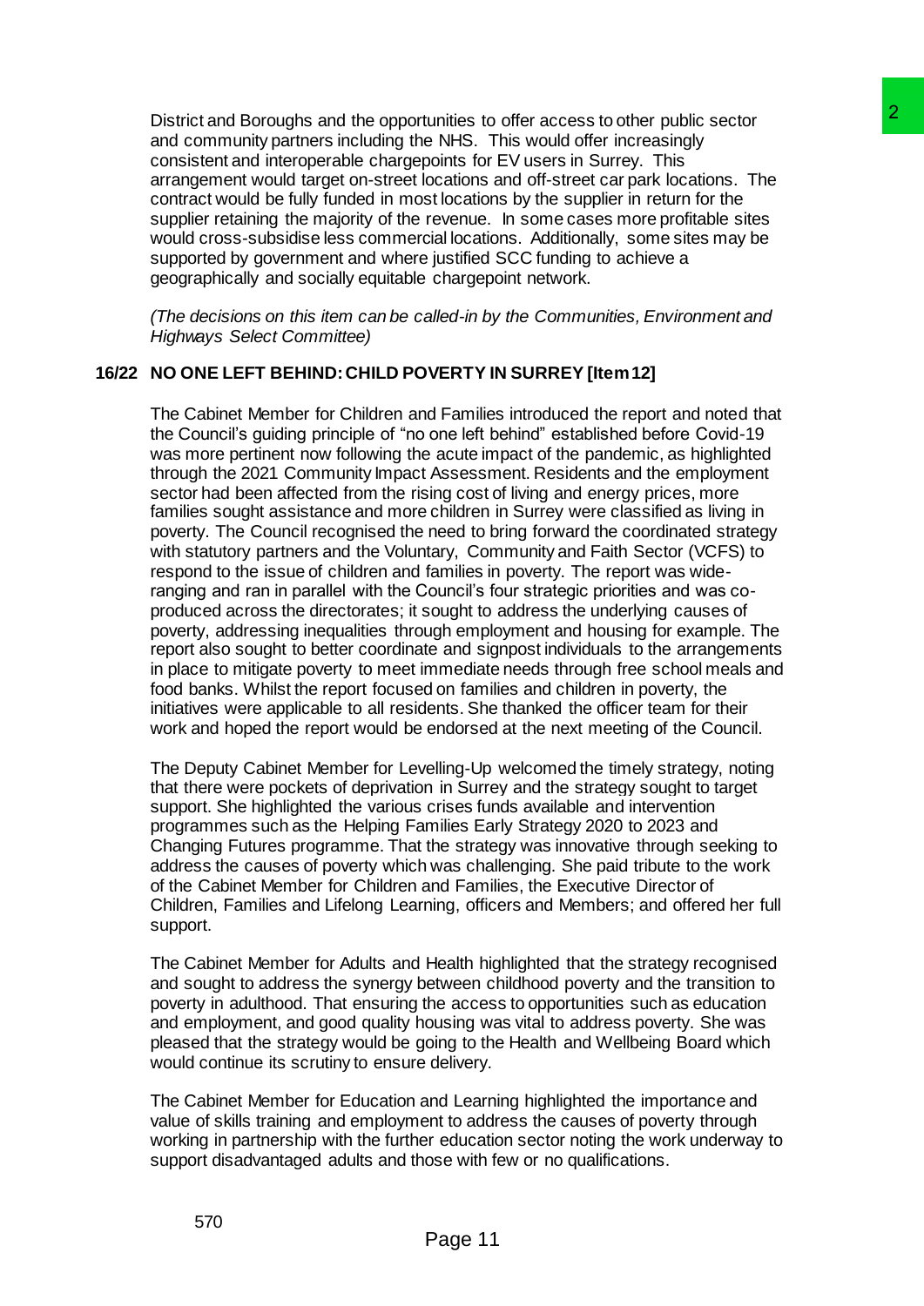District and Boroughs and the opportunities to offer access to other public sector and community partners including the NHS. This would offer increasingly consistent and interoperable chargepoints for EV users in Surrey. This arrangement would target on-street locations and off-street car park locations. The contract would be fully funded in most locations by the supplier in return for the supplier retaining the majority of the revenue. In some cases more profitable sites would cross-subsidise less commercial locations. Additionally, some sites may be supported by government and where justified SCC funding to achieve a geographically and socially equitable chargepoint network.

*(The decisions on this item can be called-in by the Communities, Environment and Highways Select Committee)*

## 16/22 NO ONE LEFT BEHIND: CHILD POVERTY IN SURREY [Item 12]

The Cabinet Member for Children and Families introduced the report and noted that the Council's guiding principle of "no one left behind" established before Covid-19 was more pertinent now following the acute impact of the pandemic, as highlighted through the 2021 Community Impact Assessment. Residents and the employment sector had been affected from the rising cost of living and energy prices, more families sought assistance and more children in Surrey were classified as living in poverty. The Council recognised the need to bring forward the coordinated strategy with statutory partners and the Voluntary, Community and Faith Sector (VCFS) to respond to the issue of children and families in poverty. The report was wide-ranging and ran in parallel with the Council's four strategic priorities and was co-produced across the directorates; it sought to address the underlying causes of poverty, addressing inequalities through employment and housing for example. The report also sought to better coordinate and signpost individuals to the arrangements in place to mitigate poverty to meet immediate needs through free school meals and food banks. Whilst the report focused on families and children in poverty, the initiatives were applicable to all residents. She thanked the officer team for their work and hoped the report would be endorsed at the next meeting of the Council.

The Deputy Cabinet Member for Levelling-Up welcomed the timely strategy, noting that there were pockets of deprivation in Surrey and the strategy sought to target support. She highlighted the various crises funds available and intervention programmes such as the Helping Families Early Strategy 2020 to 2023 and Changing Futures programme. That the strategy was innovative through seeking to address the causes of poverty which was challenging. She paid tribute to the work of the Cabinet Member for Children and Families, the Executive Director of Children, Families and Lifelong Learning, officers and Members; and offered her full support.

The Cabinet Member for Adults and Health highlighted that the strategy recognised and sought to address the synergy between childhood poverty and the transition to poverty in adulthood. That ensuring the access to opportunities such as education and employment, and good quality housing was vital to address poverty. She was pleased that the strategy would be going to the Health and Wellbeing Board which would continue its scrutiny to ensure delivery.

The Cabinet Member for Education and Learning highlighted the importance and value of skills training and employment to address the causes of poverty through working in partnership with the further education sector noting the work underway to support disadvantaged adults and those with few or no qualifications.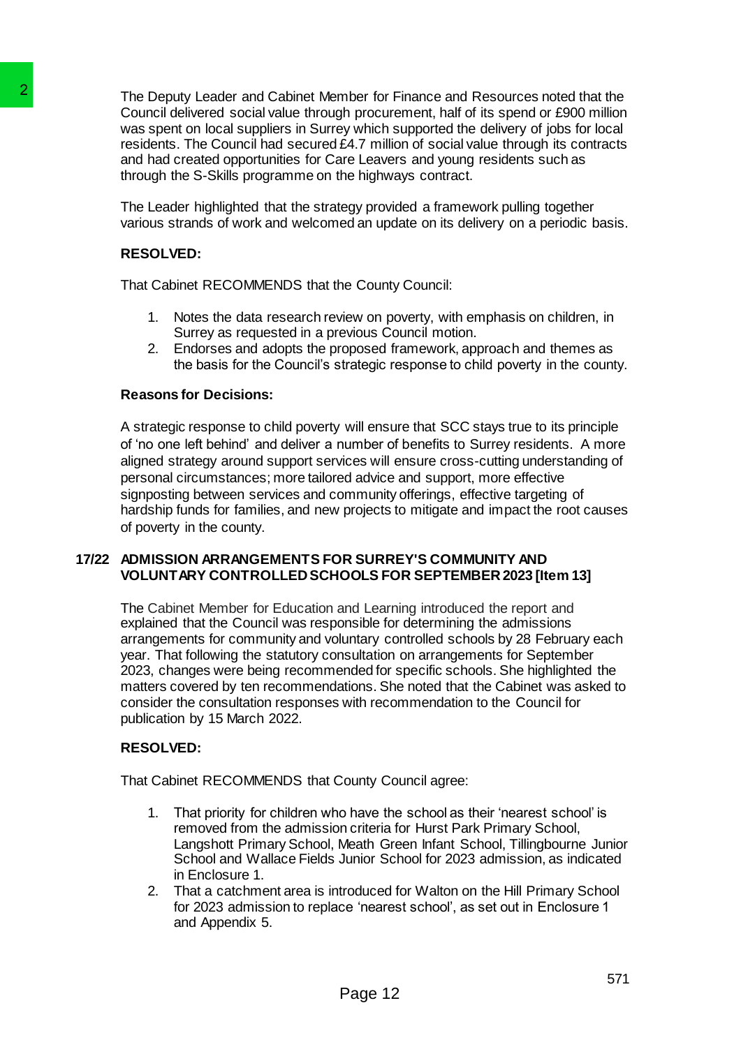The Deputy Leader and Cabinet Member for Finance and Resources noted that the Council delivered social value through procurement, half of its spend or £900 million was spent on local suppliers in Surrey which supported the delivery of jobs for local residents. The Council had secured £4.7 million of social value through its contracts and had created opportunities for Care Leavers and young residents such as through the S-Skills programme on the highways contract.

The Leader highlighted that the strategy provided a framework pulling together various strands of work and welcomed an update on its delivery on a periodic basis.

**RESOLVED:**

That Cabinet RECOMMENDS that the County Council:

1. Notes the data research review on poverty, with emphasis on children, in Surrey as requested in a previous Council motion.
2. Endorses and adopts the proposed framework, approach and themes as the basis for the Council's strategic response to child poverty in the county.

**Reasons for Decisions:**

A strategic response to child poverty will ensure that SCC stays true to its principle of 'no one left behind' and deliver a number of benefits to Surrey residents. A more aligned strategy around support services will ensure cross-cutting understanding of personal circumstances; more tailored advice and support, more effective signposting between services and community offerings, effective targeting of hardship funds for families, and new projects to mitigate and impact the root causes of poverty in the county.

## 17/22 ADMISSION ARRANGEMENTS FOR SURREY'S COMMUNITY AND VOLUNTARY CONTROLLED SCHOOLS FOR SEPTEMBER 2023 [Item 13]

The Cabinet Member for Education and Learning introduced the report and explained that the Council was responsible for determining the admissions arrangements for community and voluntary controlled schools by 28 February each year. That following the statutory consultation on arrangements for September 2023, changes were being recommended for specific schools. She highlighted the matters covered by ten recommendations. She noted that the Cabinet was asked to consider the consultation responses with recommendation to the Council for publication by 15 March 2022.

**RESOLVED:**

That Cabinet RECOMMENDS that County Council agree:

1. That priority for children who have the school as their 'nearest school' is removed from the admission criteria for Hurst Park Primary School, Langshott Primary School, Meath Green Infant School, Tillingbourne Junior School and Wallace Fields Junior School for 2023 admission, as indicated in Enclosure 1.
2. That a catchment area is introduced for Walton on the Hill Primary School for 2023 admission to replace 'nearest school', as set out in Enclosure 1 and Appendix 5.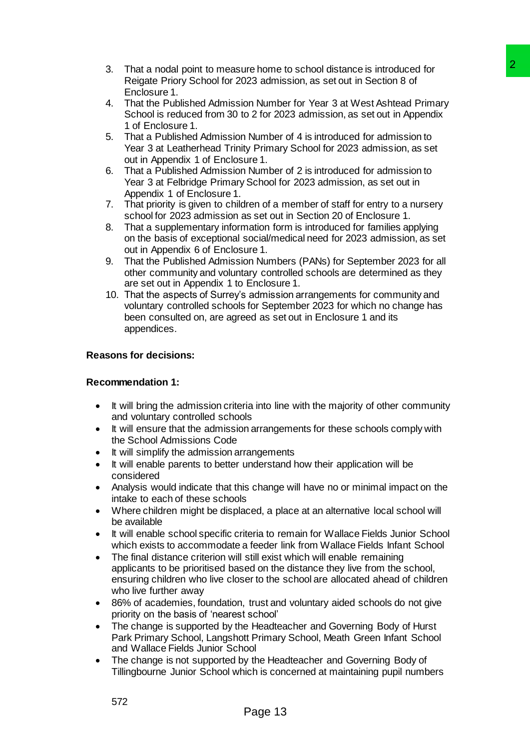3. That a nodal point to measure home to school distance is introduced for Reigate Priory School for 2023 admission, as set out in Section 8 of Enclosure 1.
4. That the Published Admission Number for Year 3 at West Ashtead Primary School is reduced from 30 to 2 for 2023 admission, as set out in Appendix 1 of Enclosure 1.
5. That a Published Admission Number of 4 is introduced for admission to Year 3 at Leatherhead Trinity Primary School for 2023 admission, as set out in Appendix 1 of Enclosure 1.
6. That a Published Admission Number of 2 is introduced for admission to Year 3 at Felbridge Primary School for 2023 admission, as set out in Appendix 1 of Enclosure 1.
7. That priority is given to children of a member of staff for entry to a nursery school for 2023 admission as set out in Section 20 of Enclosure 1.
8. That a supplementary information form is introduced for families applying on the basis of exceptional social/medical need for 2023 admission, as set out in Appendix 6 of Enclosure 1.
9. That the Published Admission Numbers (PANs) for September 2023 for all other community and voluntary controlled schools are determined as they are set out in Appendix 1 to Enclosure 1.
10. That the aspects of Surrey's admission arrangements for community and voluntary controlled schools for September 2023 for which no change has been consulted on, are agreed as set out in Enclosure 1 and its appendices.

**Reasons for decisions:**

**Recommendation 1:**

- It will bring the admission criteria into line with the majority of other community and voluntary controlled schools
- It will ensure that the admission arrangements for these schools comply with the School Admissions Code
- It will simplify the admission arrangements
- It will enable parents to better understand how their application will be considered
- Analysis would indicate that this change will have no or minimal impact on the intake to each of these schools
- Where children might be displaced, a place at an alternative local school will be available
- It will enable school specific criteria to remain for Wallace Fields Junior School which exists to accommodate a feeder link from Wallace Fields Infant School
- The final distance criterion will still exist which will enable remaining applicants to be prioritised based on the distance they live from the school, ensuring children who live closer to the school are allocated ahead of children who live further away
- 86% of academies, foundation, trust and voluntary aided schools do not give priority on the basis of 'nearest school'
- The change is supported by the Headteacher and Governing Body of Hurst Park Primary School, Langshott Primary School, Meath Green Infant School and Wallace Fields Junior School
- The change is not supported by the Headteacher and Governing Body of Tillingbourne Junior School which is concerned at maintaining pupil numbers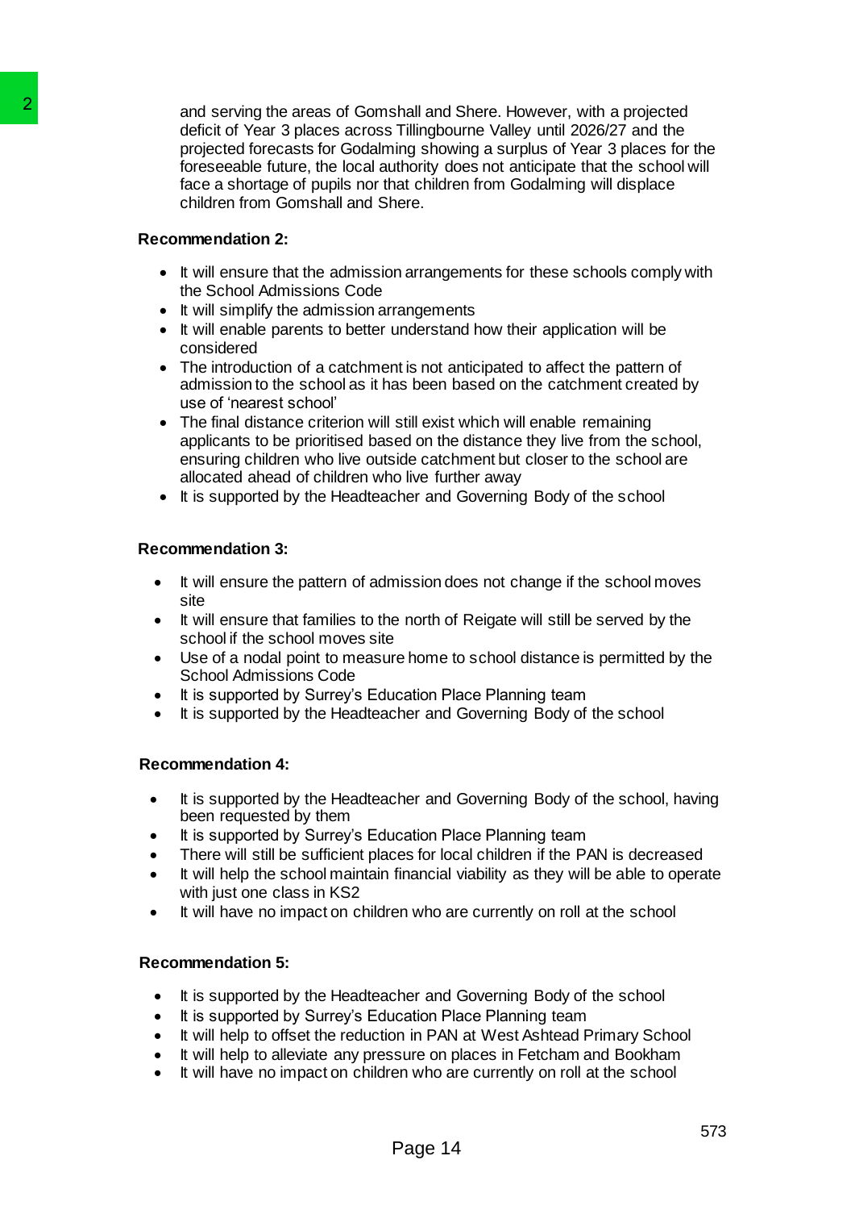and serving the areas of Gomshall and Shere. However, with a projected deficit of Year 3 places across Tillingbourne Valley until 2026/27 and the projected forecasts for Godalming showing a surplus of Year 3 places for the foreseeable future, the local authority does not anticipate that the school will face a shortage of pupils nor that children from Godalming will displace children from Gomshall and Shere.

**Recommendation 2:**

- It will ensure that the admission arrangements for these schools comply with the School Admissions Code
- It will simplify the admission arrangements
- It will enable parents to better understand how their application will be considered
- The introduction of a catchment is not anticipated to affect the pattern of admission to the school as it has been based on the catchment created by use of 'nearest school'
- The final distance criterion will still exist which will enable remaining applicants to be prioritised based on the distance they live from the school, ensuring children who live outside catchment but closer to the school are allocated ahead of children who live further away
- It is supported by the Headteacher and Governing Body of the school

**Recommendation 3:**

- It will ensure the pattern of admission does not change if the school moves site
- It will ensure that families to the north of Reigate will still be served by the school if the school moves site
- Use of a nodal point to measure home to school distance is permitted by the School Admissions Code
- It is supported by Surrey's Education Place Planning team
- It is supported by the Headteacher and Governing Body of the school

**Recommendation 4:**

- It is supported by the Headteacher and Governing Body of the school, having been requested by them
- It is supported by Surrey's Education Place Planning team
- There will still be sufficient places for local children if the PAN is decreased
- It will help the school maintain financial viability as they will be able to operate with just one class in KS2
- It will have no impact on children who are currently on roll at the school

**Recommendation 5:**

- It is supported by the Headteacher and Governing Body of the school
- It is supported by Surrey's Education Place Planning team
- It will help to offset the reduction in PAN at West Ashtead Primary School
- It will help to alleviate any pressure on places in Fetcham and Bookham
- It will have no impact on children who are currently on roll at the school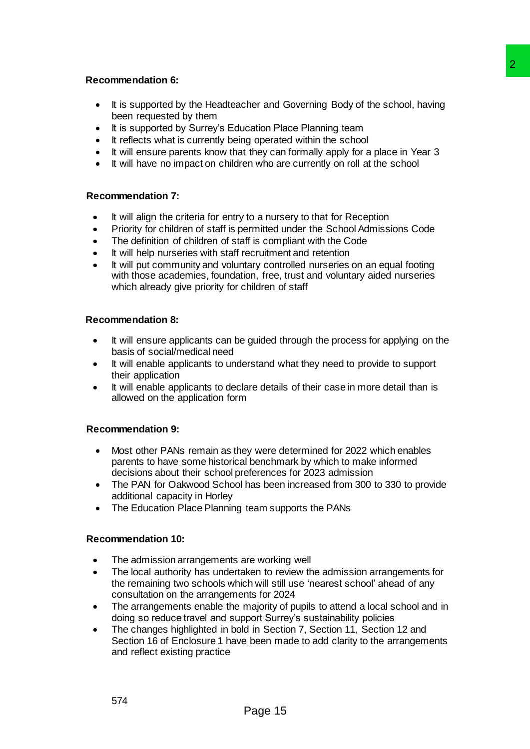**Recommendation 6:**

- It is supported by the Headteacher and Governing Body of the school, having been requested by them
- It is supported by Surrey's Education Place Planning team
- It reflects what is currently being operated within the school
- It will ensure parents know that they can formally apply for a place in Year 3
- It will have no impact on children who are currently on roll at the school

**Recommendation 7:**

- It will align the criteria for entry to a nursery to that for Reception
- Priority for children of staff is permitted under the School Admissions Code
- The definition of children of staff is compliant with the Code
- It will help nurseries with staff recruitment and retention
- It will put community and voluntary controlled nurseries on an equal footing with those academies, foundation, free, trust and voluntary aided nurseries which already give priority for children of staff

**Recommendation 8:**

- It will ensure applicants can be guided through the process for applying on the basis of social/medical need
- It will enable applicants to understand what they need to provide to support their application
- It will enable applicants to declare details of their case in more detail than is allowed on the application form

**Recommendation 9:**

- Most other PANs remain as they were determined for 2022 which enables parents to have some historical benchmark by which to make informed decisions about their school preferences for 2023 admission
- The PAN for Oakwood School has been increased from 300 to 330 to provide additional capacity in Horley
- The Education Place Planning team supports the PANs

**Recommendation 10:**

- The admission arrangements are working well
- The local authority has undertaken to review the admission arrangements for the remaining two schools which will still use 'nearest school' ahead of any consultation on the arrangements for 2024
- The arrangements enable the majority of pupils to attend a local school and in doing so reduce travel and support Surrey's sustainability policies
- The changes highlighted in bold in Section 7, Section 11, Section 12 and Section 16 of Enclosure 1 have been made to add clarity to the arrangements and reflect existing practice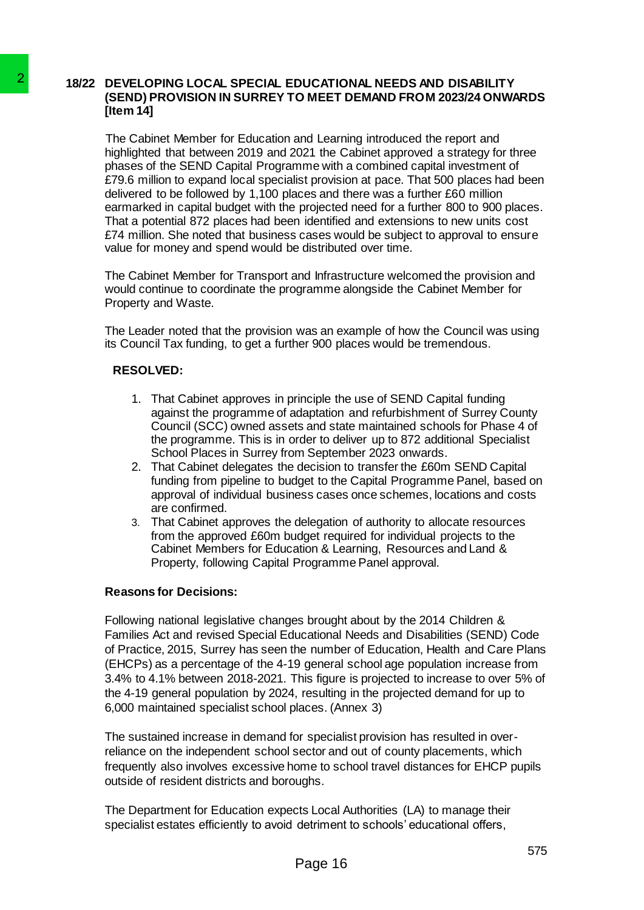## 18/22 DEVELOPING LOCAL SPECIAL EDUCATIONAL NEEDS AND DISABILITY (SEND) PROVISION IN SURREY TO MEET DEMAND FROM 2023/24 ONWARDS [Item 14]

The Cabinet Member for Education and Learning introduced the report and highlighted that between 2019 and 2021 the Cabinet approved a strategy for three phases of the SEND Capital Programme with a combined capital investment of £79.6 million to expand local specialist provision at pace. That 500 places had been delivered to be followed by 1,100 places and there was a further £60 million earmarked in capital budget with the projected need for a further 800 to 900 places. That a potential 872 places had been identified and extensions to new units cost £74 million. She noted that business cases would be subject to approval to ensure value for money and spend would be distributed over time.

The Cabinet Member for Transport and Infrastructure welcomed the provision and would continue to coordinate the programme alongside the Cabinet Member for Property and Waste.

The Leader noted that the provision was an example of how the Council was using its Council Tax funding, to get a further 900 places would be tremendous.

**RESOLVED:**

1. That Cabinet approves in principle the use of SEND Capital funding against the programme of adaptation and refurbishment of Surrey County Council (SCC) owned assets and state maintained schools for Phase 4 of the programme. This is in order to deliver up to 872 additional Specialist School Places in Surrey from September 2023 onwards.
2. That Cabinet delegates the decision to transfer the £60m SEND Capital funding from pipeline to budget to the Capital Programme Panel, based on approval of individual business cases once schemes, locations and costs are confirmed.
3. That Cabinet approves the delegation of authority to allocate resources from the approved £60m budget required for individual projects to the Cabinet Members for Education & Learning, Resources and Land & Property, following Capital Programme Panel approval.

**Reasons for Decisions:**

Following national legislative changes brought about by the 2014 Children & Families Act and revised Special Educational Needs and Disabilities (SEND) Code of Practice, 2015, Surrey has seen the number of Education, Health and Care Plans (EHCPs) as a percentage of the 4-19 general school age population increase from 3.4% to 4.1% between 2018-2021. This figure is projected to increase to over 5% of the 4-19 general population by 2024, resulting in the projected demand for up to 6,000 maintained specialist school places. (Annex 3)

The sustained increase in demand for specialist provision has resulted in over-reliance on the independent school sector and out of county placements, which frequently also involves excessive home to school travel distances for EHCP pupils outside of resident districts and boroughs.

The Department for Education expects Local Authorities (LA) to manage their specialist estates efficiently to avoid detriment to schools' educational offers,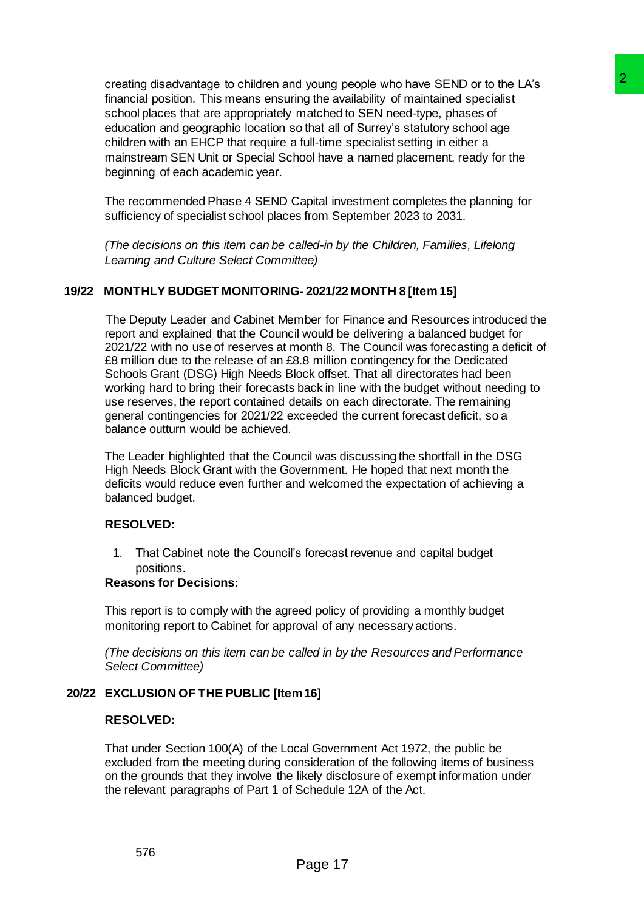creating disadvantage to children and young people who have SEND or to the LA's financial position. This means ensuring the availability of maintained specialist school places that are appropriately matched to SEN need-type, phases of education and geographic location so that all of Surrey's statutory school age children with an EHCP that require a full-time specialist setting in either a mainstream SEN Unit or Special School have a named placement, ready for the beginning of each academic year.

The recommended Phase 4 SEND Capital investment completes the planning for sufficiency of specialist school places from September 2023 to 2031.

*(The decisions on this item can be called-in by the Children, Families, Lifelong Learning and Culture Select Committee)*

## 19/22 MONTHLY BUDGET MONITORING- 2021/22 MONTH 8 [Item 15]

The Deputy Leader and Cabinet Member for Finance and Resources introduced the report and explained that the Council would be delivering a balanced budget for 2021/22 with no use of reserves at month 8. The Council was forecasting a deficit of £8 million due to the release of an £8.8 million contingency for the Dedicated Schools Grant (DSG) High Needs Block offset. That all directorates had been working hard to bring their forecasts back in line with the budget without needing to use reserves, the report contained details on each directorate. The remaining general contingencies for 2021/22 exceeded the current forecast deficit, so a balance outturn would be achieved.

The Leader highlighted that the Council was discussing the shortfall in the DSG High Needs Block Grant with the Government. He hoped that next month the deficits would reduce even further and welcomed the expectation of achieving a balanced budget.

**RESOLVED:**

1. That Cabinet note the Council's forecast revenue and capital budget positions.

**Reasons for Decisions:**

This report is to comply with the agreed policy of providing a monthly budget monitoring report to Cabinet for approval of any necessary actions.

*(The decisions on this item can be called in by the Resources and Performance Select Committee)*

## 20/22 EXCLUSION OF THE PUBLIC [Item 16]

**RESOLVED:**

That under Section 100(A) of the Local Government Act 1972, the public be excluded from the meeting during consideration of the following items of business on the grounds that they involve the likely disclosure of exempt information under the relevant paragraphs of Part 1 of Schedule 12A of the Act.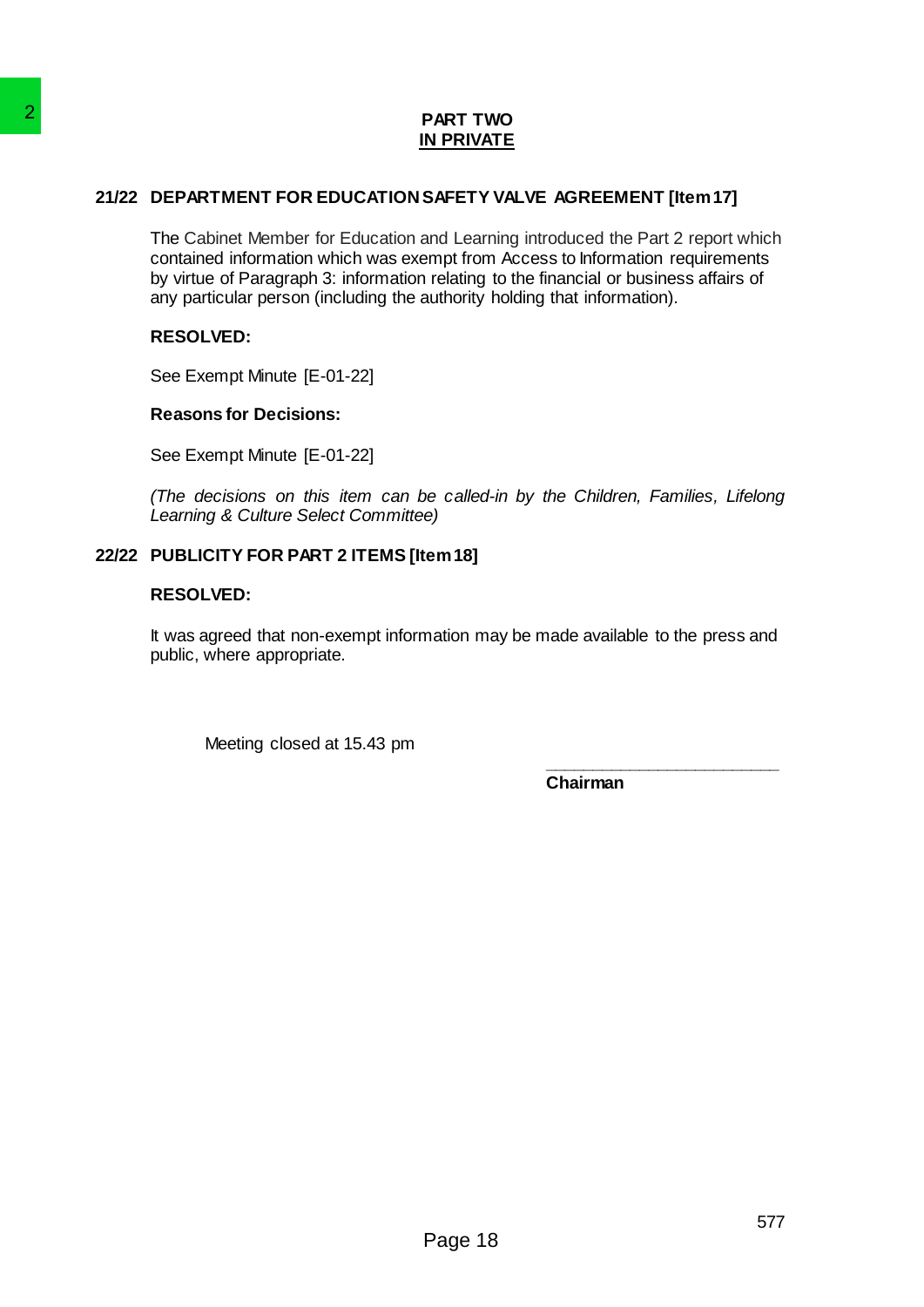**PART TWO**
**IN PRIVATE**

## 21/22 DEPARTMENT FOR EDUCATION SAFETY VALVE AGREEMENT [Item 17]

The Cabinet Member for Education and Learning introduced the Part 2 report which contained information which was exempt from Access to Information requirements by virtue of Paragraph 3: information relating to the financial or business affairs of any particular person (including the authority holding that information).

**RESOLVED:**

See Exempt Minute [E-01-22]

**Reasons for Decisions:**

See Exempt Minute [E-01-22]

*(The decisions on this item can be called-in by the Children, Families, Lifelong Learning & Culture Select Committee)*

## 22/22 PUBLICITY FOR PART 2 ITEMS [Item 18]

**RESOLVED:**

It was agreed that non-exempt information may be made available to the press and public, where appropriate.

Meeting closed at 15.43 pm

\_\_\_\_\_\_\_\_\_\_\_\_\_\_\_\_\_\_\_\_\_\_\_\_\_
**Chairman**